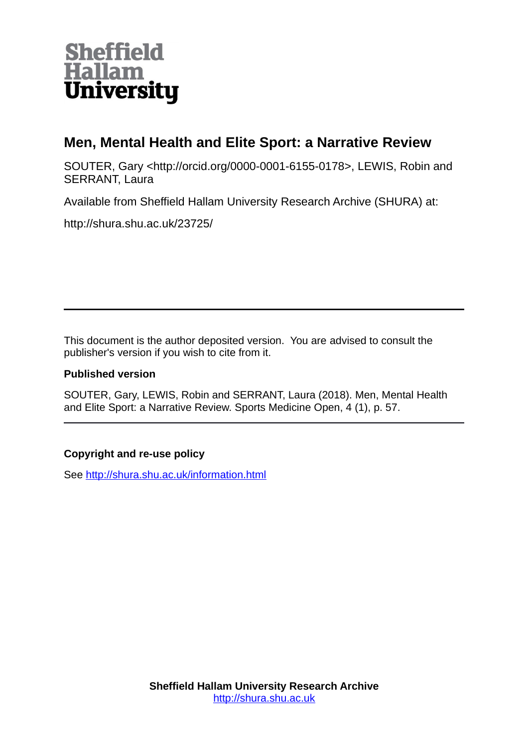Sheffield Hallam University

# Men, Mental Health and Elite Sport: a Narrative Review

SOUTER, Gary <http://orcid.org/0000-0001-6155-0178>, LEWIS, Robin and SERRANT, Laura

Available from Sheffield Hallam University Research Archive (SHURA) at:

http://shura.shu.ac.uk/23725/

---

This document is the author deposited version. You are advised to consult the publisher's version if you wish to cite from it.

**Published version**

SOUTER, Gary, LEWIS, Robin and SERRANT, Laura (2018). Men, Mental Health and Elite Sport: a Narrative Review. Sports Medicine Open, 4 (1), p. 57.

---

**Copyright and re-use policy**

See http://shura.shu.ac.uk/information.html

**Sheffield Hallam University Research Archive**
http://shura.shu.ac.uk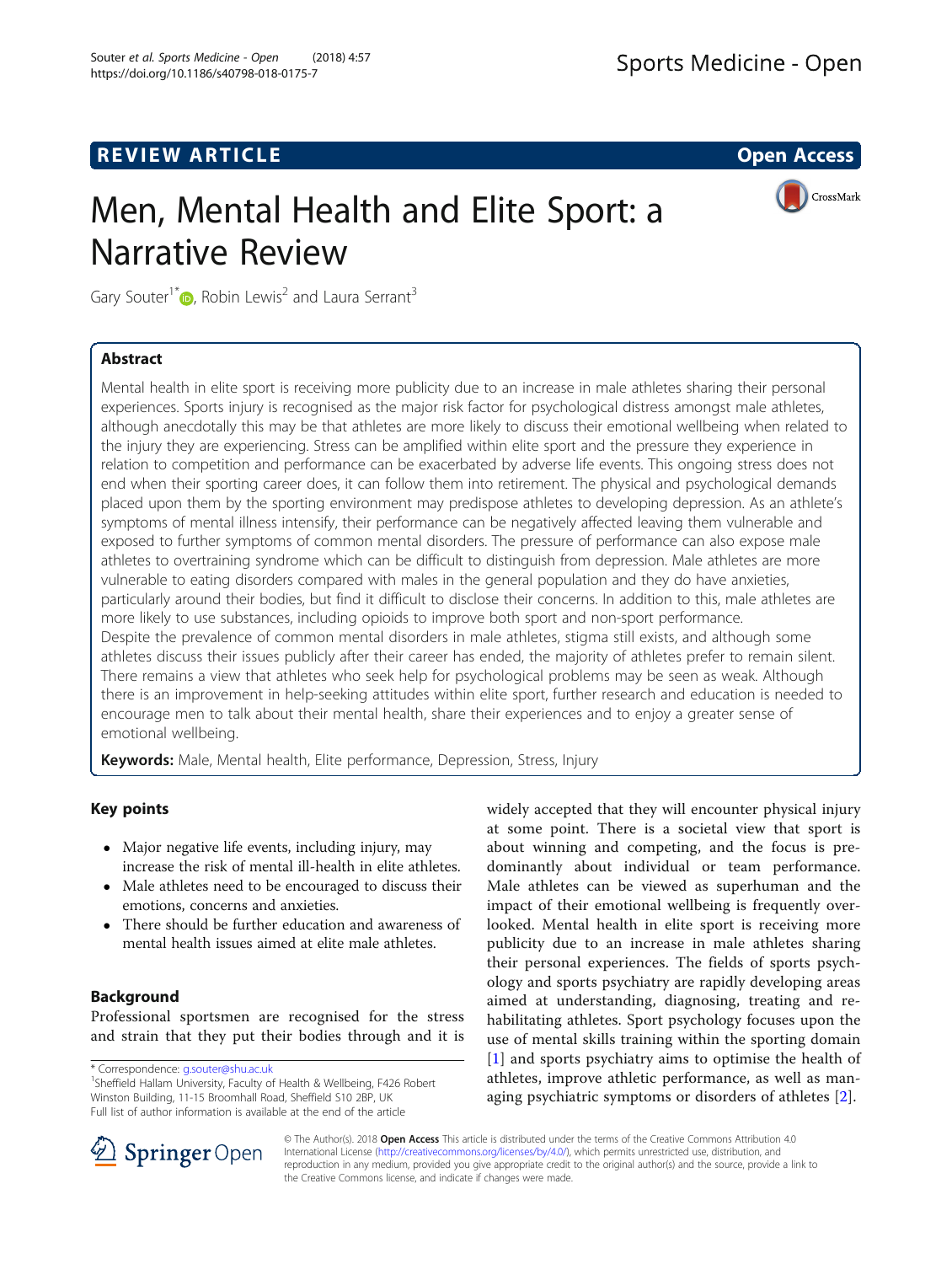# Men, Mental Health and Elite Sport: a Narrative Review

Gary Souter[1*], Robin Lewis[2] and Laura Serrant[3]

## Abstract

Mental health in elite sport is receiving more publicity due to an increase in male athletes sharing their personal experiences. Sports injury is recognised as the major risk factor for psychological distress amongst male athletes, although anecdotally this may be that athletes are more likely to discuss their emotional wellbeing when related to the injury they are experiencing. Stress can be amplified within elite sport and the pressure they experience in relation to competition and performance can be exacerbated by adverse life events. This ongoing stress does not end when their sporting career does, it can follow them into retirement. The physical and psychological demands placed upon them by the sporting environment may predispose athletes to developing depression. As an athlete's symptoms of mental illness intensify, their performance can be negatively affected leaving them vulnerable and exposed to further symptoms of common mental disorders. The pressure of performance can also expose male athletes to overtraining syndrome which can be difficult to distinguish from depression. Male athletes are more vulnerable to eating disorders compared with males in the general population and they do have anxieties, particularly around their bodies, but find it difficult to disclose their concerns. In addition to this, male athletes are more likely to use substances, including opioids to improve both sport and non-sport performance.

Despite the prevalence of common mental disorders in male athletes, stigma still exists, and although some athletes discuss their issues publicly after their career has ended, the majority of athletes prefer to remain silent. There remains a view that athletes who seek help for psychological problems may be seen as weak. Although there is an improvement in help-seeking attitudes within elite sport, further research and education is needed to encourage men to talk about their mental health, share their experiences and to enjoy a greater sense of emotional wellbeing.

**Keywords:** Male, Mental health, Elite performance, Depression, Stress, Injury

## Key points

- Major negative life events, including injury, may increase the risk of mental ill-health in elite athletes.
- Male athletes need to be encouraged to discuss their emotions, concerns and anxieties.
- There should be further education and awareness of mental health issues aimed at elite male athletes.

## Background

Professional sportsmen are recognised for the stress and strain that they put their bodies through and it is widely accepted that they will encounter physical injury at some point. There is a societal view that sport is about winning and competing, and the focus is predominantly about individual or team performance. Male athletes can be viewed as superhuman and the impact of their emotional wellbeing is frequently overlooked. Mental health in elite sport is receiving more publicity due to an increase in male athletes sharing their personal experiences. The fields of sports psychology and sports psychiatry are rapidly developing areas aimed at understanding, diagnosing, treating and rehabilitating athletes. Sport psychology focuses upon the use of mental skills training within the sporting domain [1] and sports psychiatry aims to optimise the health of athletes, improve athletic performance, as well as managing psychiatric symptoms or disorders of athletes [2].

\* Correspondence: g.souter@shu.ac.uk
[1]Sheffield Hallam University, Faculty of Health & Wellbeing, F426 Robert Winston Building, 11-15 Broomhall Road, Sheffield S10 2BP, UK
Full list of author information is available at the end of the article

© The Author(s). 2018 **Open Access** This article is distributed under the terms of the Creative Commons Attribution 4.0 International License (http://creativecommons.org/licenses/by/4.0/), which permits unrestricted use, distribution, and reproduction in any medium, provided you give appropriate credit to the original author(s) and the source, provide a link to the Creative Commons license, and indicate if changes were made.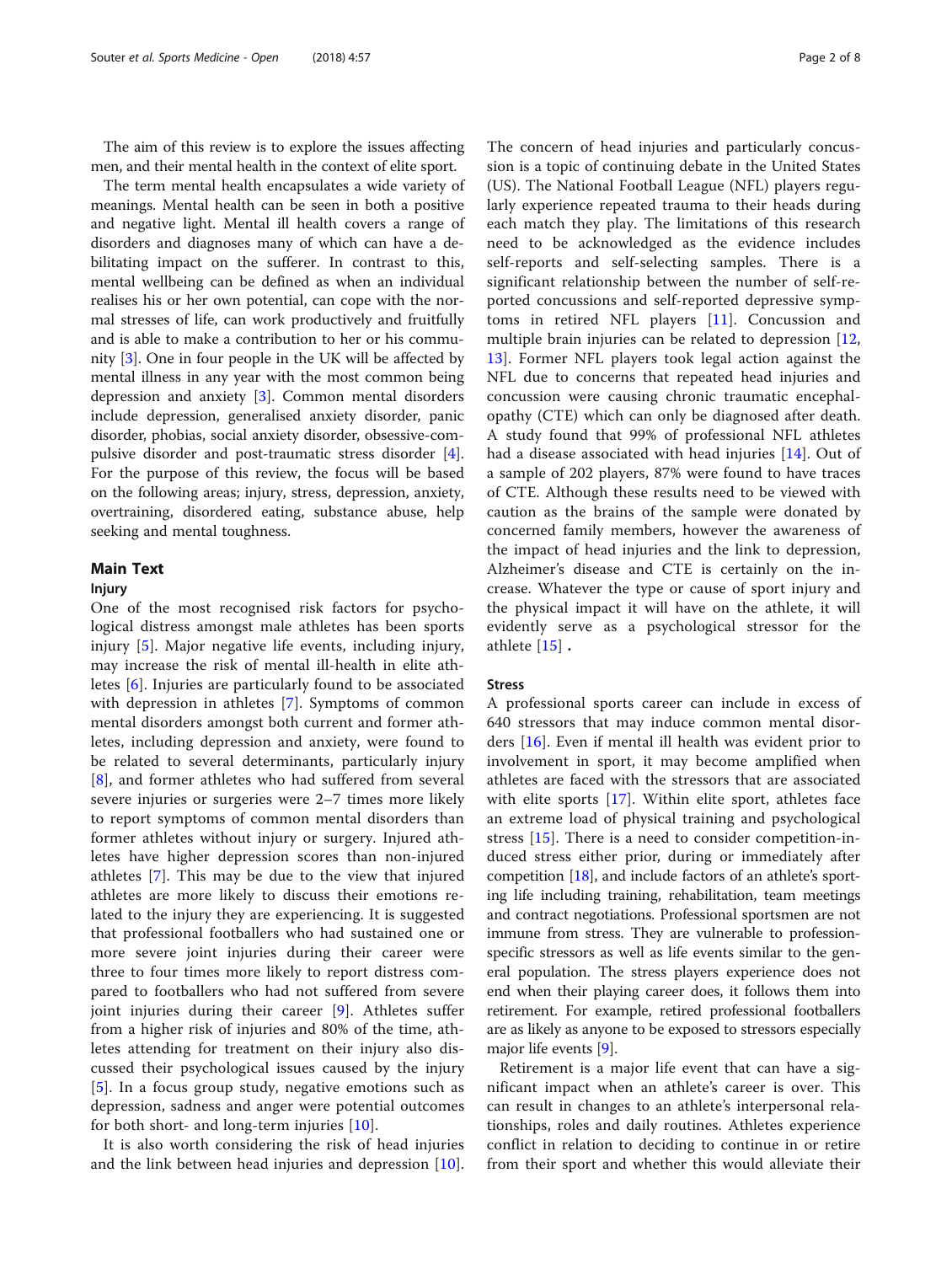The aim of this review is to explore the issues affecting men, and their mental health in the context of elite sport.

The term mental health encapsulates a wide variety of meanings. Mental health can be seen in both a positive and negative light. Mental ill health covers a range of disorders and diagnoses many of which can have a debilitating impact on the sufferer. In contrast to this, mental wellbeing can be defined as when an individual realises his or her own potential, can cope with the normal stresses of life, can work productively and fruitfully and is able to make a contribution to her or his community [3]. One in four people in the UK will be affected by mental illness in any year with the most common being depression and anxiety [3]. Common mental disorders include depression, generalised anxiety disorder, panic disorder, phobias, social anxiety disorder, obsessive-compulsive disorder and post-traumatic stress disorder [4]. For the purpose of this review, the focus will be based on the following areas; injury, stress, depression, anxiety, overtraining, disordered eating, substance abuse, help seeking and mental toughness.

## Main Text

### Injury

One of the most recognised risk factors for psychological distress amongst male athletes has been sports injury [5]. Major negative life events, including injury, may increase the risk of mental ill-health in elite athletes [6]. Injuries are particularly found to be associated with depression in athletes [7]. Symptoms of common mental disorders amongst both current and former athletes, including depression and anxiety, were found to be related to several determinants, particularly injury [8], and former athletes who had suffered from several severe injuries or surgeries were 2–7 times more likely to report symptoms of common mental disorders than former athletes without injury or surgery. Injured athletes have higher depression scores than non-injured athletes [7]. This may be due to the view that injured athletes are more likely to discuss their emotions related to the injury they are experiencing. It is suggested that professional footballers who had sustained one or more severe joint injuries during their career were three to four times more likely to report distress compared to footballers who had not suffered from severe joint injuries during their career [9]. Athletes suffer from a higher risk of injuries and 80% of the time, athletes attending for treatment on their injury also discussed their psychological issues caused by the injury [5]. In a focus group study, negative emotions such as depression, sadness and anger were potential outcomes for both short- and long-term injuries [10].

It is also worth considering the risk of head injuries and the link between head injuries and depression [10]. The concern of head injuries and particularly concussion is a topic of continuing debate in the United States (US). The National Football League (NFL) players regularly experience repeated trauma to their heads during each match they play. The limitations of this research need to be acknowledged as the evidence includes self-reports and self-selecting samples. There is a significant relationship between the number of self-reported concussions and self-reported depressive symptoms in retired NFL players [11]. Concussion and multiple brain injuries can be related to depression [12, 13]. Former NFL players took legal action against the NFL due to concerns that repeated head injuries and concussion were causing chronic traumatic encephalopathy (CTE) which can only be diagnosed after death. A study found that 99% of professional NFL athletes had a disease associated with head injuries [14]. Out of a sample of 202 players, 87% were found to have traces of CTE. Although these results need to be viewed with caution as the brains of the sample were donated by concerned family members, however the awareness of the impact of head injuries and the link to depression, Alzheimer's disease and CTE is certainly on the increase. Whatever the type or cause of sport injury and the physical impact it will have on the athlete, it will evidently serve as a psychological stressor for the athlete [15].

### Stress

A professional sports career can include in excess of 640 stressors that may induce common mental disorders [16]. Even if mental ill health was evident prior to involvement in sport, it may become amplified when athletes are faced with the stressors that are associated with elite sports [17]. Within elite sport, athletes face an extreme load of physical training and psychological stress [15]. There is a need to consider competition-induced stress either prior, during or immediately after competition [18], and include factors of an athlete's sporting life including training, rehabilitation, team meetings and contract negotiations. Professional sportsmen are not immune from stress. They are vulnerable to profession-specific stressors as well as life events similar to the general population. The stress players experience does not end when their playing career does, it follows them into retirement. For example, retired professional footballers are as likely as anyone to be exposed to stressors especially major life events [9].

Retirement is a major life event that can have a significant impact when an athlete's career is over. This can result in changes to an athlete's interpersonal relationships, roles and daily routines. Athletes experience conflict in relation to deciding to continue in or retire from their sport and whether this would alleviate their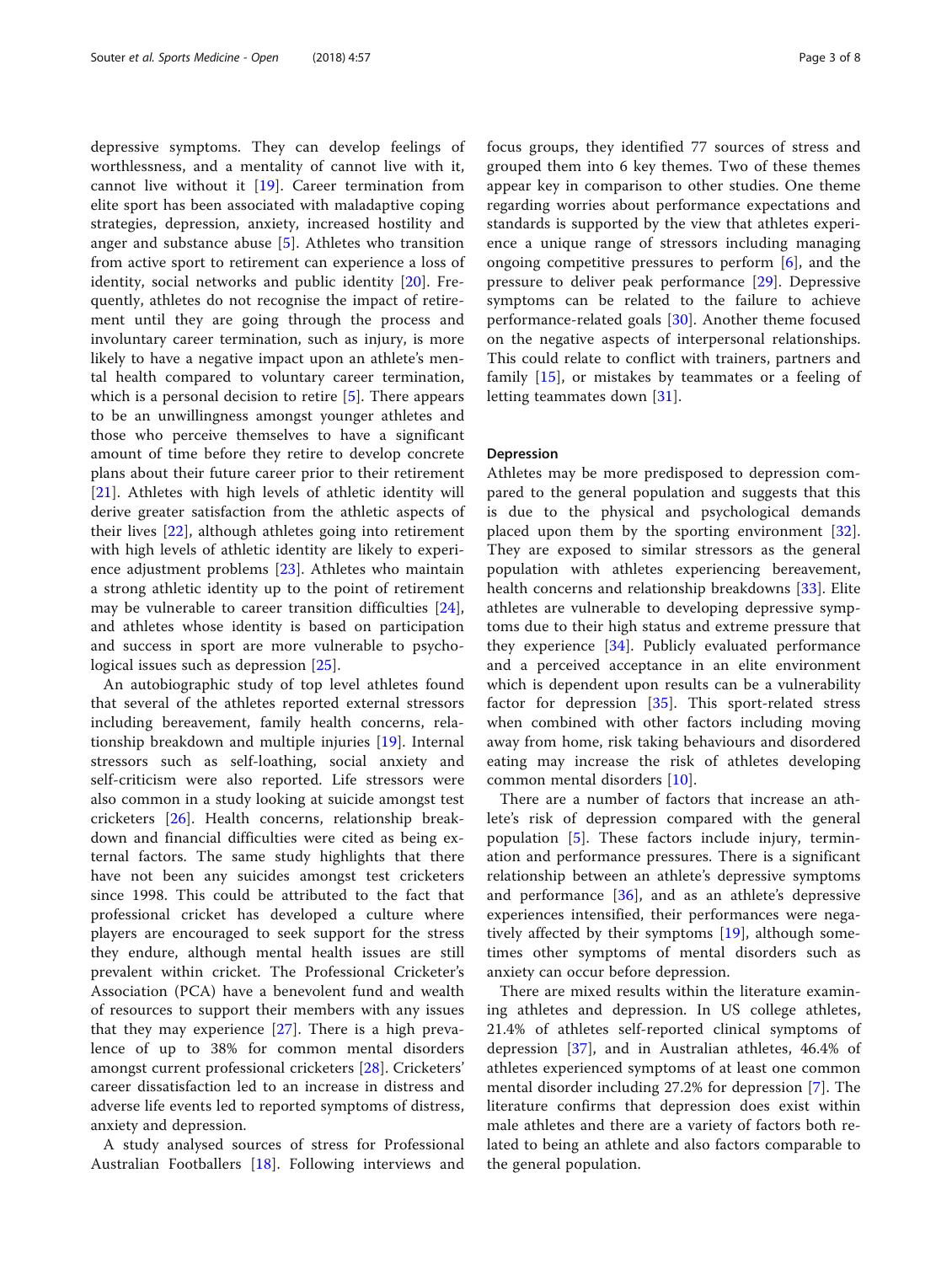depressive symptoms. They can develop feelings of worthlessness, and a mentality of cannot live with it, cannot live without it [19]. Career termination from elite sport has been associated with maladaptive coping strategies, depression, anxiety, increased hostility and anger and substance abuse [5]. Athletes who transition from active sport to retirement can experience a loss of identity, social networks and public identity [20]. Frequently, athletes do not recognise the impact of retirement until they are going through the process and involuntary career termination, such as injury, is more likely to have a negative impact upon an athlete's mental health compared to voluntary career termination, which is a personal decision to retire [5]. There appears to be an unwillingness amongst younger athletes and those who perceive themselves to have a significant amount of time before they retire to develop concrete plans about their future career prior to their retirement [21]. Athletes with high levels of athletic identity will derive greater satisfaction from the athletic aspects of their lives [22], although athletes going into retirement with high levels of athletic identity are likely to experience adjustment problems [23]. Athletes who maintain a strong athletic identity up to the point of retirement may be vulnerable to career transition difficulties [24], and athletes whose identity is based on participation and success in sport are more vulnerable to psychological issues such as depression [25].

An autobiographic study of top level athletes found that several of the athletes reported external stressors including bereavement, family health concerns, relationship breakdown and multiple injuries [19]. Internal stressors such as self-loathing, social anxiety and self-criticism were also reported. Life stressors were also common in a study looking at suicide amongst test cricketers [26]. Health concerns, relationship breakdown and financial difficulties were cited as being external factors. The same study highlights that there have not been any suicides amongst test cricketers since 1998. This could be attributed to the fact that professional cricket has developed a culture where players are encouraged to seek support for the stress they endure, although mental health issues are still prevalent within cricket. The Professional Cricketer's Association (PCA) have a benevolent fund and wealth of resources to support their members with any issues that they may experience [27]. There is a high prevalence of up to 38% for common mental disorders amongst current professional cricketers [28]. Cricketers' career dissatisfaction led to an increase in distress and adverse life events led to reported symptoms of distress, anxiety and depression.

A study analysed sources of stress for Professional Australian Footballers [18]. Following interviews and focus groups, they identified 77 sources of stress and grouped them into 6 key themes. Two of these themes appear key in comparison to other studies. One theme regarding worries about performance expectations and standards is supported by the view that athletes experience a unique range of stressors including managing ongoing competitive pressures to perform [6], and the pressure to deliver peak performance [29]. Depressive symptoms can be related to the failure to achieve performance-related goals [30]. Another theme focused on the negative aspects of interpersonal relationships. This could relate to conflict with trainers, partners and family [15], or mistakes by teammates or a feeling of letting teammates down [31].

## Depression

Athletes may be more predisposed to depression compared to the general population and suggests that this is due to the physical and psychological demands placed upon them by the sporting environment [32]. They are exposed to similar stressors as the general population with athletes experiencing bereavement, health concerns and relationship breakdowns [33]. Elite athletes are vulnerable to developing depressive symptoms due to their high status and extreme pressure that they experience [34]. Publicly evaluated performance and a perceived acceptance in an elite environment which is dependent upon results can be a vulnerability factor for depression [35]. This sport-related stress when combined with other factors including moving away from home, risk taking behaviours and disordered eating may increase the risk of athletes developing common mental disorders [10].

There are a number of factors that increase an athlete's risk of depression compared with the general population [5]. These factors include injury, termination and performance pressures. There is a significant relationship between an athlete's depressive symptoms and performance [36], and as an athlete's depressive experiences intensified, their performances were negatively affected by their symptoms [19], although sometimes other symptoms of mental disorders such as anxiety can occur before depression.

There are mixed results within the literature examining athletes and depression. In US college athletes, 21.4% of athletes self-reported clinical symptoms of depression [37], and in Australian athletes, 46.4% of athletes experienced symptoms of at least one common mental disorder including 27.2% for depression [7]. The literature confirms that depression does exist within male athletes and there are a variety of factors both related to being an athlete and also factors comparable to the general population.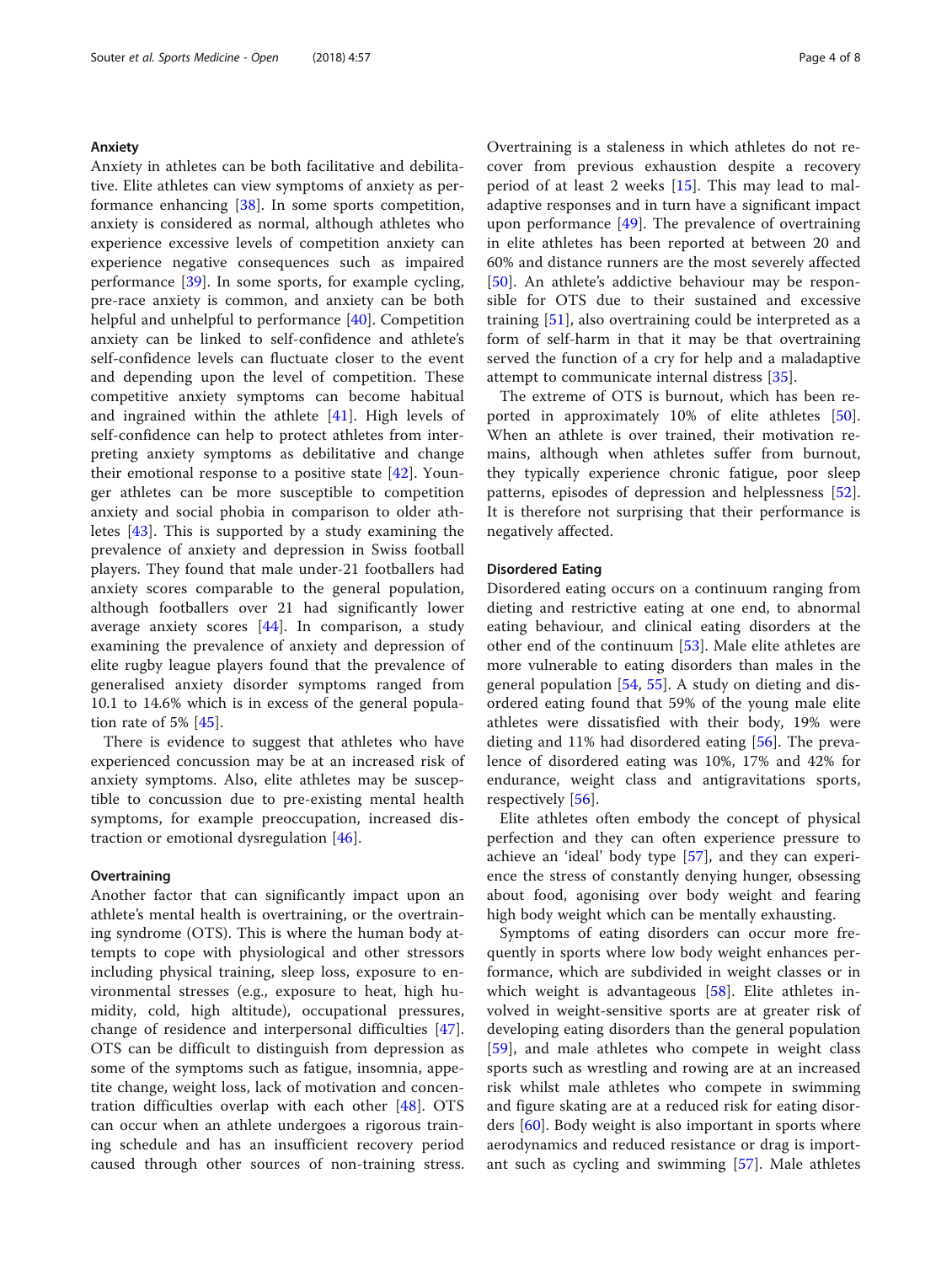### Anxiety

Anxiety in athletes can be both facilitative and debilitative. Elite athletes can view symptoms of anxiety as performance enhancing [38]. In some sports competition, anxiety is considered as normal, although athletes who experience excessive levels of competition anxiety can experience negative consequences such as impaired performance [39]. In some sports, for example cycling, pre-race anxiety is common, and anxiety can be both helpful and unhelpful to performance [40]. Competition anxiety can be linked to self-confidence and athlete's self-confidence levels can fluctuate closer to the event and depending upon the level of competition. These competitive anxiety symptoms can become habitual and ingrained within the athlete [41]. High levels of self-confidence can help to protect athletes from interpreting anxiety symptoms as debilitative and change their emotional response to a positive state [42]. Younger athletes can be more susceptible to competition anxiety and social phobia in comparison to older athletes [43]. This is supported by a study examining the prevalence of anxiety and depression in Swiss football players. They found that male under-21 footballers had anxiety scores comparable to the general population, although footballers over 21 had significantly lower average anxiety scores [44]. In comparison, a study examining the prevalence of anxiety and depression of elite rugby league players found that the prevalence of generalised anxiety disorder symptoms ranged from 10.1 to 14.6% which is in excess of the general population rate of 5% [45].

There is evidence to suggest that athletes who have experienced concussion may be at an increased risk of anxiety symptoms. Also, elite athletes may be susceptible to concussion due to pre-existing mental health symptoms, for example preoccupation, increased distraction or emotional dysregulation [46].

### Overtraining

Another factor that can significantly impact upon an athlete's mental health is overtraining, or the overtraining syndrome (OTS). This is where the human body attempts to cope with physiological and other stressors including physical training, sleep loss, exposure to environmental stresses (e.g., exposure to heat, high humidity, cold, high altitude), occupational pressures, change of residence and interpersonal difficulties [47]. OTS can be difficult to distinguish from depression as some of the symptoms such as fatigue, insomnia, appetite change, weight loss, lack of motivation and concentration difficulties overlap with each other [48]. OTS can occur when an athlete undergoes a rigorous training schedule and has an insufficient recovery period caused through other sources of non-training stress. Overtraining is a staleness in which athletes do not recover from previous exhaustion despite a recovery period of at least 2 weeks [15]. This may lead to maladaptive responses and in turn have a significant impact upon performance [49]. The prevalence of overtraining in elite athletes has been reported at between 20 and 60% and distance runners are the most severely affected [50]. An athlete's addictive behaviour may be responsible for OTS due to their sustained and excessive training [51], also overtraining could be interpreted as a form of self-harm in that it may be that overtraining served the function of a cry for help and a maladaptive attempt to communicate internal distress [35].

The extreme of OTS is burnout, which has been reported in approximately 10% of elite athletes [50]. When an athlete is over trained, their motivation remains, although when athletes suffer from burnout, they typically experience chronic fatigue, poor sleep patterns, episodes of depression and helplessness [52]. It is therefore not surprising that their performance is negatively affected.

### Disordered Eating

Disordered eating occurs on a continuum ranging from dieting and restrictive eating at one end, to abnormal eating behaviour, and clinical eating disorders at the other end of the continuum [53]. Male elite athletes are more vulnerable to eating disorders than males in the general population [54, 55]. A study on dieting and disordered eating found that 59% of the young male elite athletes were dissatisfied with their body, 19% were dieting and 11% had disordered eating [56]. The prevalence of disordered eating was 10%, 17% and 42% for endurance, weight class and antigravitations sports, respectively [56].

Elite athletes often embody the concept of physical perfection and they can often experience pressure to achieve an 'ideal' body type [57], and they can experience the stress of constantly denying hunger, obsessing about food, agonising over body weight and fearing high body weight which can be mentally exhausting.

Symptoms of eating disorders can occur more frequently in sports where low body weight enhances performance, which are subdivided in weight classes or in which weight is advantageous [58]. Elite athletes involved in weight-sensitive sports are at greater risk of developing eating disorders than the general population [59], and male athletes who compete in weight class sports such as wrestling and rowing are at an increased risk whilst male athletes who compete in swimming and figure skating are at a reduced risk for eating disorders [60]. Body weight is also important in sports where aerodynamics and reduced resistance or drag is important such as cycling and swimming [57]. Male athletes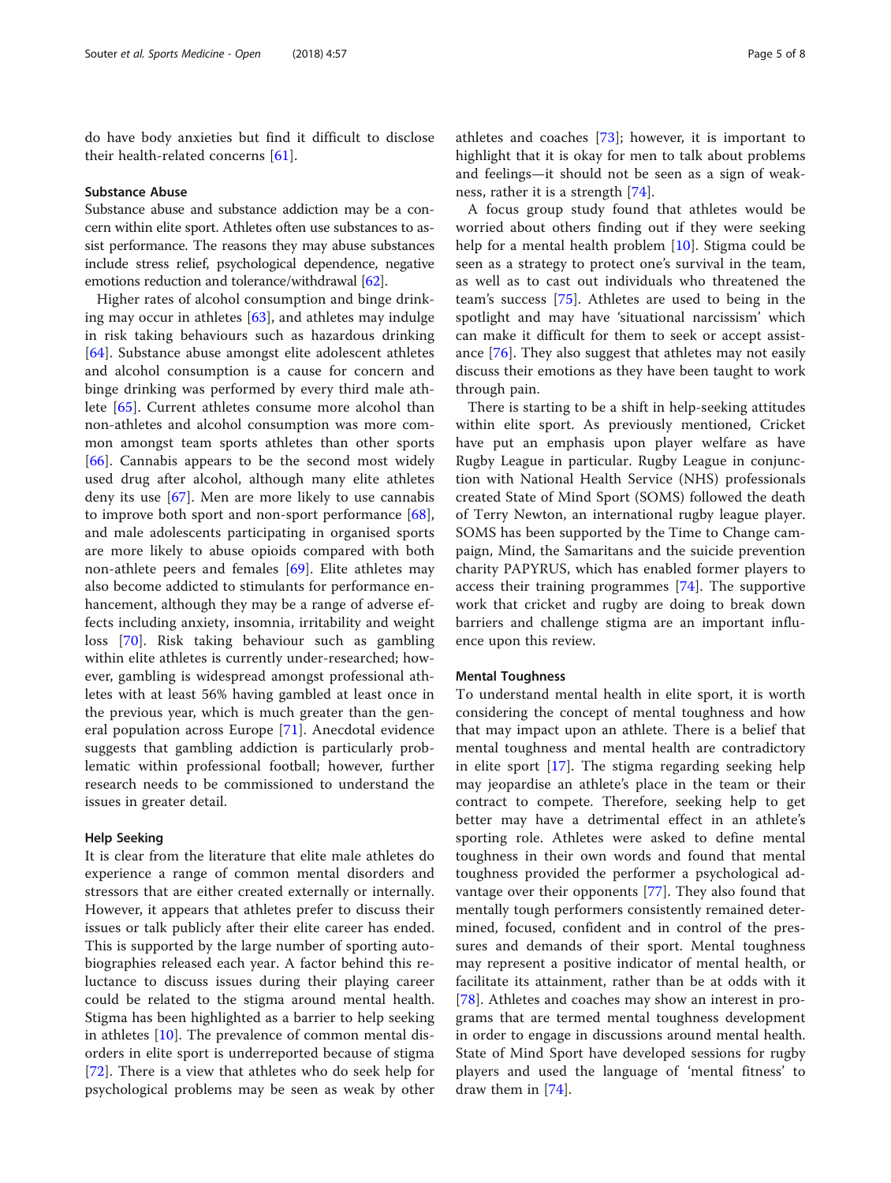do have body anxieties but find it difficult to disclose their health-related concerns [61].

### Substance Abuse

Substance abuse and substance addiction may be a concern within elite sport. Athletes often use substances to assist performance. The reasons they may abuse substances include stress relief, psychological dependence, negative emotions reduction and tolerance/withdrawal [62].

Higher rates of alcohol consumption and binge drinking may occur in athletes [63], and athletes may indulge in risk taking behaviours such as hazardous drinking [64]. Substance abuse amongst elite adolescent athletes and alcohol consumption is a cause for concern and binge drinking was performed by every third male athlete [65]. Current athletes consume more alcohol than non-athletes and alcohol consumption was more common amongst team sports athletes than other sports [66]. Cannabis appears to be the second most widely used drug after alcohol, although many elite athletes deny its use [67]. Men are more likely to use cannabis to improve both sport and non-sport performance [68], and male adolescents participating in organised sports are more likely to abuse opioids compared with both non-athlete peers and females [69]. Elite athletes may also become addicted to stimulants for performance enhancement, although they may be a range of adverse effects including anxiety, insomnia, irritability and weight loss [70]. Risk taking behaviour such as gambling within elite athletes is currently under-researched; however, gambling is widespread amongst professional athletes with at least 56% having gambled at least once in the previous year, which is much greater than the general population across Europe [71]. Anecdotal evidence suggests that gambling addiction is particularly problematic within professional football; however, further research needs to be commissioned to understand the issues in greater detail.

### Help Seeking

It is clear from the literature that elite male athletes do experience a range of common mental disorders and stressors that are either created externally or internally. However, it appears that athletes prefer to discuss their issues or talk publicly after their elite career has ended. This is supported by the large number of sporting autobiographies released each year. A factor behind this reluctance to discuss issues during their playing career could be related to the stigma around mental health. Stigma has been highlighted as a barrier to help seeking in athletes [10]. The prevalence of common mental disorders in elite sport is underreported because of stigma [72]. There is a view that athletes who do seek help for psychological problems may be seen as weak by other athletes and coaches [73]; however, it is important to highlight that it is okay for men to talk about problems and feelings—it should not be seen as a sign of weakness, rather it is a strength [74].

A focus group study found that athletes would be worried about others finding out if they were seeking help for a mental health problem [10]. Stigma could be seen as a strategy to protect one's survival in the team, as well as to cast out individuals who threatened the team's success [75]. Athletes are used to being in the spotlight and may have 'situational narcissism' which can make it difficult for them to seek or accept assistance [76]. They also suggest that athletes may not easily discuss their emotions as they have been taught to work through pain.

There is starting to be a shift in help-seeking attitudes within elite sport. As previously mentioned, Cricket have put an emphasis upon player welfare as have Rugby League in particular. Rugby League in conjunction with National Health Service (NHS) professionals created State of Mind Sport (SOMS) followed the death of Terry Newton, an international rugby league player. SOMS has been supported by the Time to Change campaign, Mind, the Samaritans and the suicide prevention charity PAPYRUS, which has enabled former players to access their training programmes [74]. The supportive work that cricket and rugby are doing to break down barriers and challenge stigma are an important influence upon this review.

### Mental Toughness

To understand mental health in elite sport, it is worth considering the concept of mental toughness and how that may impact upon an athlete. There is a belief that mental toughness and mental health are contradictory in elite sport [17]. The stigma regarding seeking help may jeopardise an athlete's place in the team or their contract to compete. Therefore, seeking help to get better may have a detrimental effect in an athlete's sporting role. Athletes were asked to define mental toughness in their own words and found that mental toughness provided the performer a psychological advantage over their opponents [77]. They also found that mentally tough performers consistently remained determined, focused, confident and in control of the pressures and demands of their sport. Mental toughness may represent a positive indicator of mental health, or facilitate its attainment, rather than be at odds with it [78]. Athletes and coaches may show an interest in programs that are termed mental toughness development in order to engage in discussions around mental health. State of Mind Sport have developed sessions for rugby players and used the language of 'mental fitness' to draw them in [74].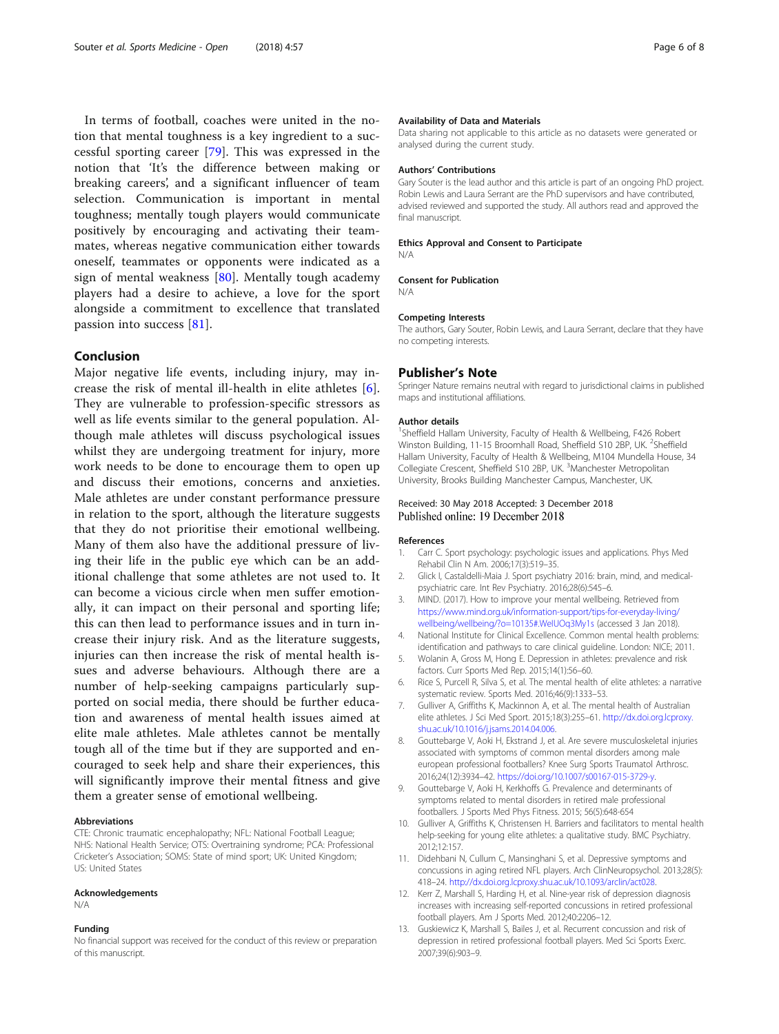In terms of football, coaches were united in the notion that mental toughness is a key ingredient to a successful sporting career [79]. This was expressed in the notion that 'It's the difference between making or breaking careers', and a significant influencer of team selection. Communication is important in mental toughness; mentally tough players would communicate positively by encouraging and activating their teammates, whereas negative communication either towards oneself, teammates or opponents were indicated as a sign of mental weakness [80]. Mentally tough academy players had a desire to achieve, a love for the sport alongside a commitment to excellence that translated passion into success [81].

## Conclusion

Major negative life events, including injury, may increase the risk of mental ill-health in elite athletes [6]. They are vulnerable to profession-specific stressors as well as life events similar to the general population. Although male athletes will discuss psychological issues whilst they are undergoing treatment for injury, more work needs to be done to encourage them to open up and discuss their emotions, concerns and anxieties. Male athletes are under constant performance pressure in relation to the sport, although the literature suggests that they do not prioritise their emotional wellbeing. Many of them also have the additional pressure of living their life in the public eye which can be an additional challenge that some athletes are not used to. It can become a vicious circle when men suffer emotionally, it can impact on their personal and sporting life; this can then lead to performance issues and in turn increase their injury risk. And as the literature suggests, injuries can then increase the risk of mental health issues and adverse behaviours. Although there are a number of help-seeking campaigns particularly supported on social media, there should be further education and awareness of mental health issues aimed at elite male athletes. Male athletes cannot be mentally tough all of the time but if they are supported and encouraged to seek help and share their experiences, this will significantly improve their mental fitness and give them a greater sense of emotional wellbeing.

### Abbreviations

CTE: Chronic traumatic encephalopathy; NFL: National Football League; NHS: National Health Service; OTS: Overtraining syndrome; PCA: Professional Cricketer's Association; SOMS: State of mind sport; UK: United Kingdom; US: United States

### Acknowledgements

N/A

### Funding

No financial support was received for the conduct of this review or preparation of this manuscript.

### Availability of Data and Materials

Data sharing not applicable to this article as no datasets were generated or analysed during the current study.

### Authors' Contributions

Gary Souter is the lead author and this article is part of an ongoing PhD project. Robin Lewis and Laura Serrant are the PhD supervisors and have contributed, advised reviewed and supported the study. All authors read and approved the final manuscript.

### Ethics Approval and Consent to Participate

N/A

### Consent for Publication

N/A

### Competing Interests

The authors, Gary Souter, Robin Lewis, and Laura Serrant, declare that they have no competing interests.

## Publisher's Note

Springer Nature remains neutral with regard to jurisdictional claims in published maps and institutional affiliations.

### Author details

[1]Sheffield Hallam University, Faculty of Health & Wellbeing, F426 Robert Winston Building, 11-15 Broomhall Road, Sheffield S10 2BP, UK. [2]Sheffield Hallam University, Faculty of Health & Wellbeing, M104 Mundella House, 34 Collegiate Crescent, Sheffield S10 2BP, UK. [3]Manchester Metropolitan University, Brooks Building Manchester Campus, Manchester, UK.

Received: 30 May 2018 Accepted: 3 December 2018
Published online: 19 December 2018

### References

1. Carr C. Sport psychology: psychologic issues and applications. Phys Med Rehabil Clin N Am. 2006;17(3):519–35.
2. Glick I, Castaldelli-Maia J. Sport psychiatry 2016: brain, mind, and medical-psychiatric care. Int Rev Psychiatry. 2016;28(6):545–6.
3. MIND. (2017). How to improve your mental wellbeing. Retrieved from https://www.mind.org.uk/information-support/tips-for-everyday-living/wellbeing/wellbeing/?o=10135#.WelUOq3My1s (accessed 3 Jan 2018).
4. National Institute for Clinical Excellence. Common mental health problems: identification and pathways to care clinical guideline. London: NICE; 2011.
5. Wolanin A, Gross M, Hong E. Depression in athletes: prevalence and risk factors. Curr Sports Med Rep. 2015;14(1):56–60.
6. Rice S, Purcell R, Silva S, et al. The mental health of elite athletes: a narrative systematic review. Sports Med. 2016;46(9):1333–53.
7. Gulliver A, Griffiths K, Mackinnon A, et al. The mental health of Australian elite athletes. J Sci Med Sport. 2015;18(3):255–61. http://dx.doi.org.lcproxy.shu.ac.uk/10.1016/j.jsams.2014.04.006.
8. Gouttebarge V, Aoki H, Ekstrand J, et al. Are severe musculoskeletal injuries associated with symptoms of common mental disorders among male european professional footballers? Knee Surg Sports Traumatol Arthrosc. 2016;24(12):3934–42. https://doi.org/10.1007/s00167-015-3729-y.
9. Gouttebarge V, Aoki H, Kerkhoffs G. Prevalence and determinants of symptoms related to mental disorders in retired male professional footballers. J Sports Med Phys Fitness. 2015; 56(5):648-654
10. Gulliver A, Griffiths K, Christensen H. Barriers and facilitators to mental health help-seeking for young elite athletes: a qualitative study. BMC Psychiatry. 2012;12:157.
11. Didehbani N, Cullum C, Mansinghani S, et al. Depressive symptoms and concussions in aging retired NFL players. Arch ClinNeuropsychol. 2013;28(5):418–24. http://dx.doi.org.lcproxy.shu.ac.uk/10.1093/arclin/act028.
12. Kerr Z, Marshall S, Harding H, et al. Nine-year risk of depression diagnosis increases with increasing self-reported concussions in retired professional football players. Am J Sports Med. 2012;40:2206–12.
13. Guskiewicz K, Marshall S, Bailes J, et al. Recurrent concussion and risk of depression in retired professional football players. Med Sci Sports Exerc. 2007;39(6):903–9.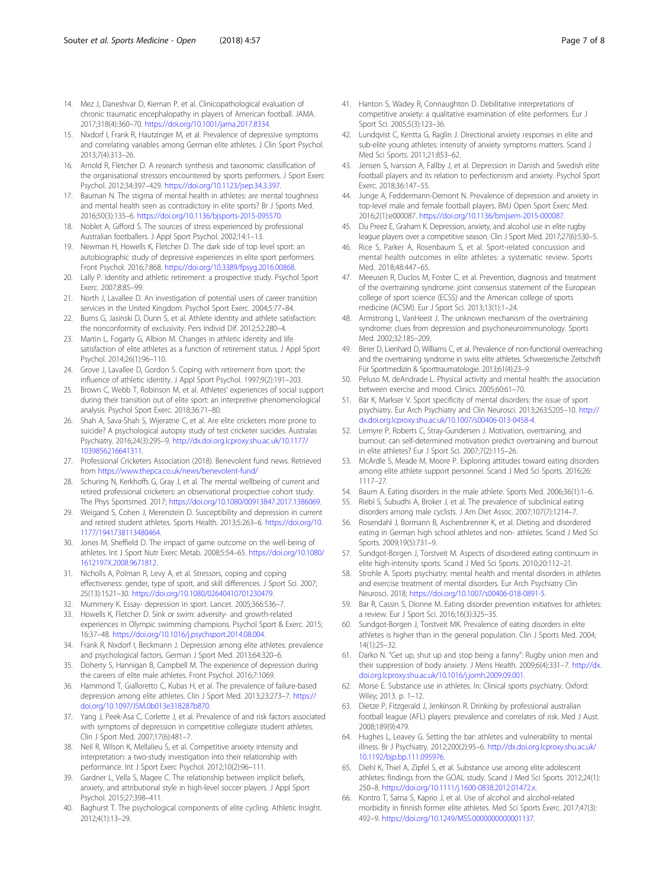14. Mez J, Daneshvar D, Kiernan P, et al. Clinicopathological evaluation of chronic traumatic encephalopathy in players of American football. JAMA. 2017;318(4):360–70. https://doi.org/10.1001/jama.2017.8334.
15. Nixdorf I, Frank R, Hautzinger M, et al. Prevalence of depressive symptoms and correlating variables among German elite athletes. J Clin Sport Psychol. 2013;7(4):313–26.
16. Arnold R, Fletcher D. A research synthesis and taxonomic classification of the organisational stressors encountered by sports performers. J Sport Exerc Psychol. 2012;34:397–429. https://doi.org/10.1123/jsep.34.3.397.
17. Bauman N. The stigma of mental health in athletes: are mental toughness and mental health seen as contradictory in elite sports? Br J Sports Med. 2016;50(3):135–6. https://doi.org/10.1136/bjsports-2015-095570.
18. Noblet A, Gifford S. The sources of stress experienced by professional Australian footballers. J Appl Sport Psychol. 2002;14:1–13.
19. Newman H, Howells K, Fletcher D. The dark side of top level sport: an autobiographic study of depressive experiences in elite sport performers. Front Psychol. 2016;7:868. https://doi.org/10.3389/fpsyg.2016.00868.
20. Lally P. Identity and athletic retirement: a prospective study. Psychol Sport Exerc. 2007;8:85–99.
21. North J, Lavallee D. An investigation of potential users of career transition services in the United Kingdom. Psychol Sport Exerc. 2004;5:77–84.
22. Burns G, Jasinski D, Dunn S, et al. Athlete identity and athlete satisfaction: the nonconformity of exclusivity. Pers Individ Dif. 2012;52:280–4.
23. Martin L, Fogarty G, Albion M. Changes in athletic identity and life satisfaction of elite athletes as a function of retirement status. J Appl Sport Psychol. 2014;26(1):96–110.
24. Grove J, Lavallee D, Gordon S. Coping with retirement from sport: the influence of athletic identity. J Appl Sport Psychol. 1997;9(2):191–203.
25. Brown C, Webb T, Robinson M, et al. Athletes' experiences of social support during their transition out of elite sport: an interpretive phenomenological analysis. Psychol Sport Exerc. 2018;36:71–80.
26. Shah A, Sava-Shah S, Wijeratne C, et al. Are elite cricketers more prone to suicide? A psychological autopsy study of test cricketer suicides. Australas Psychiatry. 2016;24(3):295–9. http://dx.doi.org.lcproxy.shu.ac.uk/10.1177/1039856216641311.
27. Professional Cricketers Association (2018). Benevolent fund news. Retrieved from https://www.thepca.co.uk/news/benevolent-fund/
28. Schuring N, Kerkhoffs G, Gray J, et al. The mental wellbeing of current and retired professional cricketers: an observational prospective cohort study. The Phys Sportsmed. 2017; https://doi.org/10.1080/00913847.2017.1386069.
29. Weigand S, Cohen J, Merenstein D. Susceptibility and depression in current and retired student athletes. Sports Health. 2013;5:263–6. https://doi.org/10.1177/1941738113480464.
30. Jones M, Sheffield D. The impact of game outcome on the well-being of athletes. Int J Sport Nutr Exerc Metab. 2008;5:54–65. https://doi.org/10.1080/1612197X.2008.9671812.
31. Nicholls A, Polman R, Levy A, et al. Stressors, coping and coping effectiveness: gender, type of sport, and skill differences. J Sport Sci. 2007;25(13):1521–30. https://doi.org/10.1080/02640410701230479.
32. Mummery K. Essay- depression in sport. Lancet. 2005;366:S36–7.
33. Howells K, Fletcher D. Sink or swim: adversity- and growth-related experiences in Olympic swimming champions. Psychol Sport & Exerc. 2015;16:37–48. https://doi.org/10.1016/j.psychsport.2014.08.004.
34. Frank R, Nixdorf I, Beckmann J. Depression among elite athletes: prevalence and psychological factors. German J Sport Med. 2013;64:320–6.
35. Doherty S, Hannigan B, Campbell M. The experience of depression during the careers of elite male athletes. Front Psychol. 2016;7:1069.
36. Hammond T, Gialloretto C, Kubas H, et al. The prevalence of failure-based depression among elite athletes. Clin J Sport Med. 2013;23:273–7. https://doi.org/10.1097/JSM.0b013e318287b870.
37. Yang J, Peek-Asa C, Corlette J, et al. Prevalence of and risk factors associated with symptoms of depression in competitive collegiate student athletes. Clin J Sport Med. 2007;17(6):481–7.
38. Neil R, Wilson K, Mellalieu S, et al. Competitive anxiety intensity and interpretation: a two-study investigation into their relationship with performance. Int J Sport Exerc Psychol. 2012;10(2):96–111.
39. Gardner L, Vella S, Magee C. The relationship between implicit beliefs, anxiety, and attributional style in high-level soccer players. J Appl Sport Psychol. 2015;27:398–411.
40. Baghurst T. The psychological components of elite cycling. Athletic Insight. 2012;4(1):13–29.
41. Hanton S, Wadey R, Connaughton D. Debilitative interpretations of competitive anxiety: a qualitative examination of elite performers. Eur J Sport Sci. 2005;5(3):123–36.
42. Lundqvist C, Kentta G, Raglin J. Directional anxiety responses in elite and sub-elite young athletes: intensity of anxiety symptoms matters. Scand J Med Sci Sports. 2011;21:853–62.
43. Jensen S, Ivarsson A, Fallby J, et al. Depression in Danish and Swedish elite football players and its relation to perfectionism and anxiety. Psychol Sport Exerc. 2018;36:147–55.
44. Junge A, Feddermann-Demont N. Prevalence of depression and anxiety in top-level male and female football players. BMJ Open Sport Exerc Med. 2016;2(1):e000087. https://doi.org/10.1136/bmjsem-2015-000087.
45. Du Preez E, Graham K. Depression, anxiety, and alcohol use in elite rugby league players over a competitive season. Clin J Sport Med. 2017;27(6):530–5.
46. Rice S, Parker A, Rosenbaum S, et al. Sport-related concussion and mental health outcomes in elite athletes: a systematic review. Sports Med. 2018;48:447–65.
47. Meeusen R, Duclos M, Foster C, et al. Prevention, diagnosis and treatment of the overtraining syndrome: joint consensus statement of the European college of sport science (ECSS) and the American college of sports medicine (ACSM). Eur J Sport Sci. 2013;13(1):1–24.
48. Armstrong L, VanHeest J. The unknown mechanism of the overtraining syndrome: clues from depression and psychoneuroimmunology. Sports Med. 2002;32:185–209.
49. Birrer D, Lienhard D, Williams C, et al. Prevalence of non-functional overreaching and the overtraining syndrome in swiss elite athletes. Schweizerische Zeitschrift Für Sportmedizin & Sporttraumatologie. 2013;61(4):23–9.
50. Peluso M, deAndrade L. Physical activity and mental health: the association between exercise and mood. Clinics. 2005;60:61–70.
51. Bär K, Markser V. Sport specificity of mental disorders: the issue of sport psychiatry. Eur Arch Psychiatry and Clin Neurosci. 2013;263:S205–10. http://dx.doi.org.lcproxy.shu.ac.uk/10.1007/s00406-013-0458-4.
52. Lemyre P, Roberts C, Stray-Gundersen J. Motivation, overtraining, and burnout: can self-determined motivation predict overtraining and burnout in elite athletes? Eur J Sport Sci. 2007;7(2):115–26.
53. McArdle S, Meade M, Moore P. Exploring attitudes toward eating disorders among elite athlete support personnel. Scand J Med Sci Sports. 2016;26:1117–27.
54. Baum A. Eating disorders in the male athlete. Sports Med. 2006;36(1):1–6.
55. Riebl S, Subudhi A, Broker J, et al. The prevalence of subclinical eating disorders among male cyclists. J Am Diet Assoc. 2007;107(7):1214–7.
56. Rosendahl J, Bormann B, Aschenbrenner K, et al. Dieting and disordered eating in German high school athletes and non- athletes. Scand J Med Sci Sports. 2009;19(5):731–9.
57. Sundgot-Borgen J, Torstveit M. Aspects of disordered eating continuum in elite high-intensity sports. Scand J Med Sci Sports. 2010;20:112–21.
58. Strohle A. Sports psychiatry: mental health and mental disorders in athletes and exercise treatment of mental disorders. Eur Arch Psychiatry Clin Neurosci. 2018; https://doi.org/10.1007/s00406-018-0891-5.
59. Bar R, Cassin S, Dionne M. Eating disorder prevention initiatives for athletes: a review. Eur J Sport Sci. 2016;16(3):325–35.
60. Sundgot-Borgen J, Torstveit MK. Prevalence of eating disorders in elite athletes is higher than in the general population. Clin J Sports Med. 2004;14(1):25–32.
61. Darko N. "Get up, shut up and stop being a fanny": Rugby union men and their suppression of body anxiety. J Mens Health. 2009;6(4):331–7. http://dx.doi.org.lcproxy.shu.ac.uk/10.1016/j.jomh.2009.09.001.
62. Morse E. Substance use in athletes. In: Clinical sports psychiatry. Oxford: Wiley; 2013. p. 1–12.
63. Dietze P, Fitzgerald J, Jenkinson R. Drinking by professional australian football league (AFL) players: prevalence and correlates of risk. Med J Aust. 2008;189(9):479.
64. Hughes L, Leavey G. Setting the bar: athletes and vulnerability to mental illness. Br J Psychiatry. 2012;200(2):95–6. http://dx.doi.org.lcproxy.shu.ac.uk/10.1192/bjp.bp.111.095976.
65. Diehl K, Thiel A, Zipfel S, et al. Substance use among elite adolescent athletes: findings from the GOAL study. Scand J Med Sci Sports. 2012;24(1):250–8. https://doi.org/10.1111/j.1600-0838.2012.01472.x.
66. Kontro T, Sarna S, Kaprio J, et al. Use of alcohol and alcohol-related morbidity in finnish former elite athletes. Med Sci Sports Exerc. 2017;47(3):492–9. https://doi.org/10.1249/MSS.0000000000001137.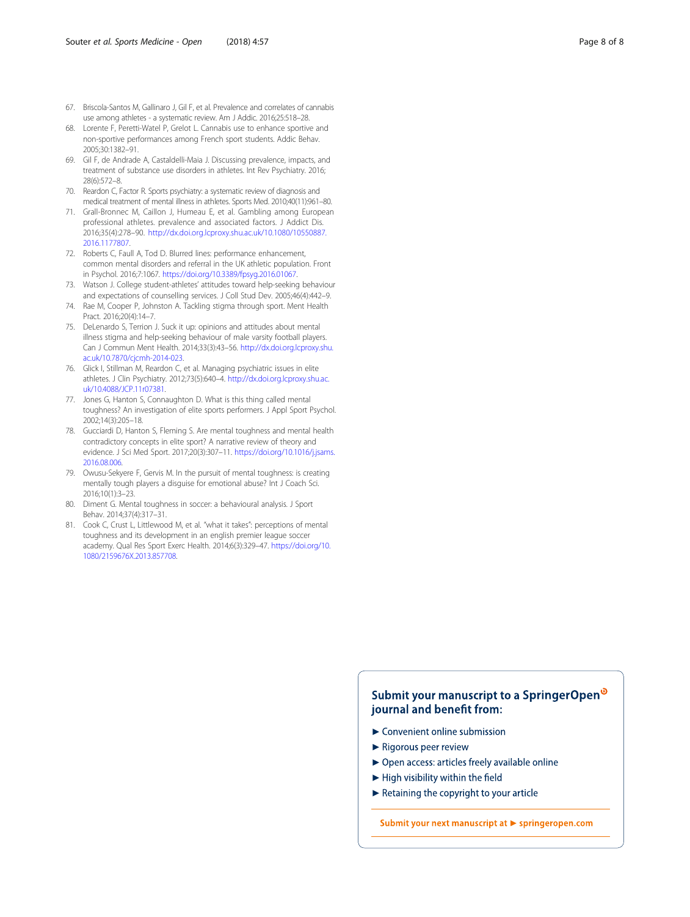67. Briscola-Santos M, Gallinaro J, Gil F, et al. Prevalence and correlates of cannabis use among athletes - a systematic review. Am J Addic. 2016;25:518–28.
68. Lorente F, Peretti-Watel P, Grelot L. Cannabis use to enhance sportive and non-sportive performances among French sport students. Addic Behav. 2005;30:1382–91.
69. Gil F, de Andrade A, Castaldelli-Maia J. Discussing prevalence, impacts, and treatment of substance use disorders in athletes. Int Rev Psychiatry. 2016; 28(6):572–8.
70. Reardon C, Factor R. Sports psychiatry: a systematic review of diagnosis and medical treatment of mental illness in athletes. Sports Med. 2010;40(11):961–80.
71. Grall-Bronnec M, Caillon J, Humeau E, et al. Gambling among European professional athletes. prevalence and associated factors. J Addict Dis. 2016;35(4):278–90. http://dx.doi.org.lcproxy.shu.ac.uk/10.1080/10550887.2016.1177807.
72. Roberts C, Faull A, Tod D. Blurred lines: performance enhancement, common mental disorders and referral in the UK athletic population. Front in Psychol. 2016;7:1067. https://doi.org/10.3389/fpsyg.2016.01067.
73. Watson J. College student-athletes' attitudes toward help-seeking behaviour and expectations of counselling services. J Coll Stud Dev. 2005;46(4):442–9.
74. Rae M, Cooper P, Johnston A. Tackling stigma through sport. Ment Health Pract. 2016;20(4):14–7.
75. DeLenardo S, Terrion J. Suck it up: opinions and attitudes about mental illness stigma and help-seeking behaviour of male varsity football players. Can J Commun Ment Health. 2014;33(3):43–56. http://dx.doi.org.lcproxy.shu.ac.uk/10.7870/cjcmh-2014-023.
76. Glick I, Stillman M, Reardon C, et al. Managing psychiatric issues in elite athletes. J Clin Psychiatry. 2012;73(5):640–4. http://dx.doi.org.lcproxy.shu.ac.uk/10.4088/JCP.11r07381.
77. Jones G, Hanton S, Connaughton D. What is this thing called mental toughness? An investigation of elite sports performers. J Appl Sport Psychol. 2002;14(3):205–18.
78. Gucciardi D, Hanton S, Fleming S. Are mental toughness and mental health contradictory concepts in elite sport? A narrative review of theory and evidence. J Sci Med Sport. 2017;20(3):307–11. https://doi.org/10.1016/j.jsams.2016.08.006.
79. Owusu-Sekyere F, Gervis M. In the pursuit of mental toughness: is creating mentally tough players a disguise for emotional abuse? Int J Coach Sci. 2016;10(1):3–23.
80. Diment G. Mental toughness in soccer: a behavioural analysis. J Sport Behav. 2014;37(4):317–31.
81. Cook C, Crust L, Littlewood M, et al. "what it takes": perceptions of mental toughness and its development in an english premier league soccer academy. Qual Res Sport Exerc Health. 2014;6(3):329–47. https://doi.org/10.1080/2159676X.2013.857708.

**Submit your manuscript to a SpringerOpen journal and benefit from:**

- ► Convenient online submission
- ► Rigorous peer review
- ► Open access: articles freely available online
- ► High visibility within the field
- ► Retaining the copyright to your article

**Submit your next manuscript at ► springeropen.com**